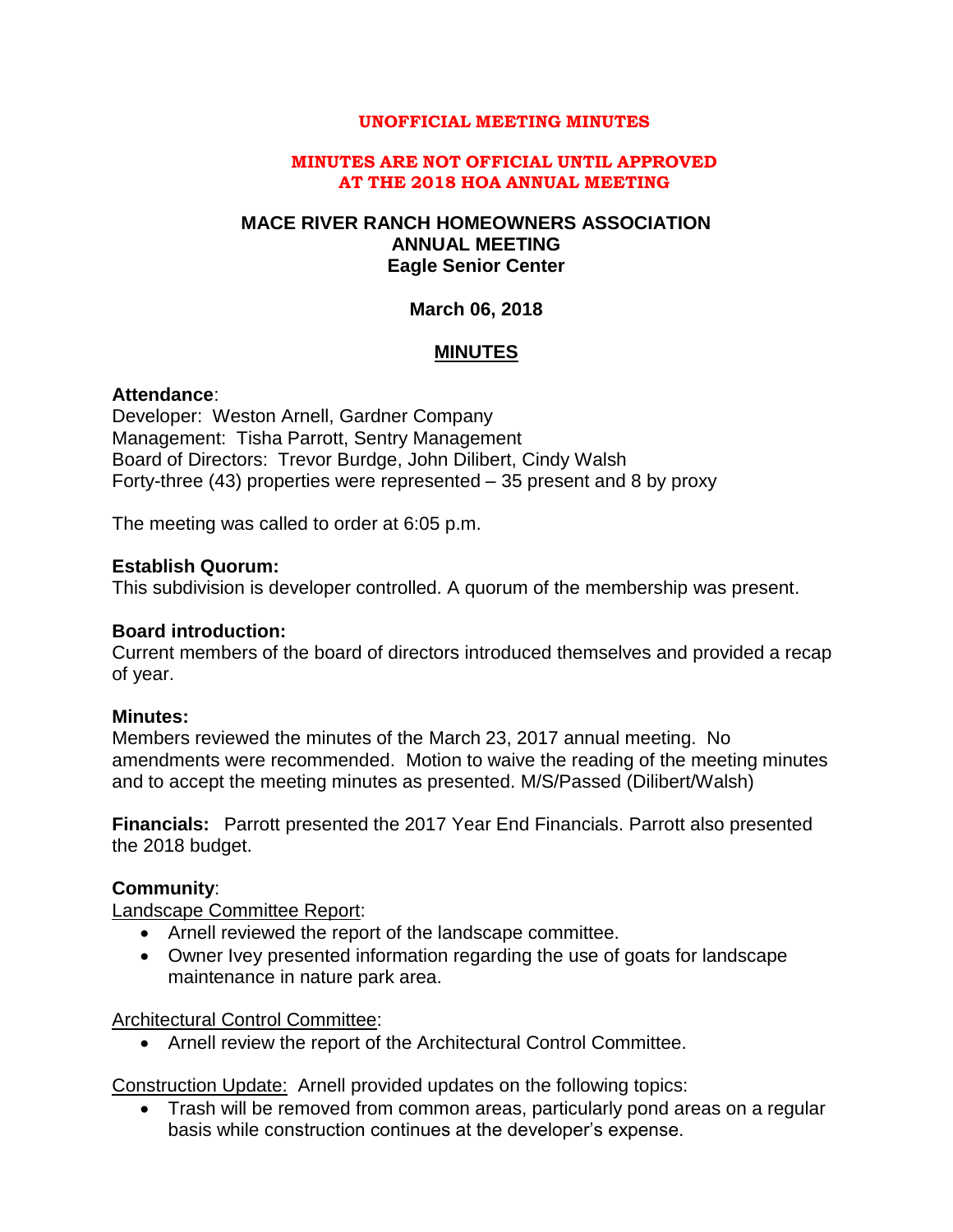**UNOFFICIAL MEETING MINUTES**

**MINUTES ARE NOT OFFICIAL UNTIL APPROVED AT THE 2018 HOA ANNUAL MEETING**

# MACE RIVER RANCH HOMEOWNERS ASSOCIATION ANNUAL MEETING Eagle Senior Center

**March 06, 2018**

## MINUTES

**Attendance**:
Developer: Weston Arnell, Gardner Company
Management: Tisha Parrott, Sentry Management
Board of Directors: Trevor Burdge, John Dilibert, Cindy Walsh
Forty-three (43) properties were represented – 35 present and 8 by proxy

The meeting was called to order at 6:05 p.m.

**Establish Quorum:**
This subdivision is developer controlled. A quorum of the membership was present.

**Board introduction:**
Current members of the board of directors introduced themselves and provided a recap of year.

**Minutes:**
Members reviewed the minutes of the March 23, 2017 annual meeting. No amendments were recommended. Motion to waive the reading of the meeting minutes and to accept the meeting minutes as presented. M/S/Passed (Dilibert/Walsh)

**Financials:** Parrott presented the 2017 Year End Financials. Parrott also presented the 2018 budget.

**Community**:
<u>Landscape Committee Report</u>:

- Arnell reviewed the report of the landscape committee.
- Owner Ivey presented information regarding the use of goats for landscape maintenance in nature park area.

<u>Architectural Control Committee</u>:

- Arnell review the report of the Architectural Control Committee.

<u>Construction Update:</u> Arnell provided updates on the following topics:

- Trash will be removed from common areas, particularly pond areas on a regular basis while construction continues at the developer's expense.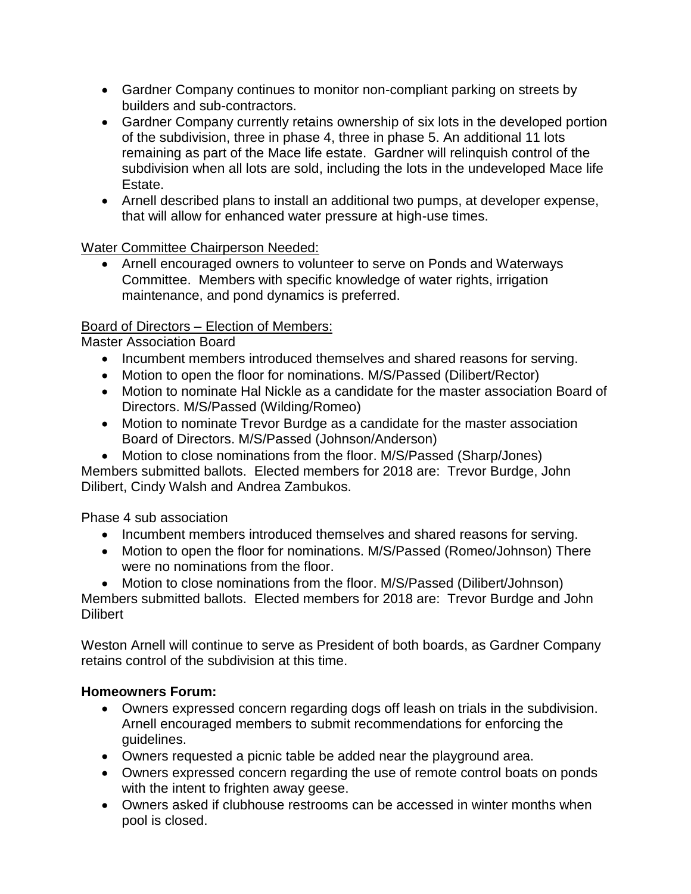- Gardner Company continues to monitor non-compliant parking on streets by builders and sub-contractors.
- Gardner Company currently retains ownership of six lots in the developed portion of the subdivision, three in phase 4, three in phase 5. An additional 11 lots remaining as part of the Mace life estate. Gardner will relinquish control of the subdivision when all lots are sold, including the lots in the undeveloped Mace life Estate.
- Arnell described plans to install an additional two pumps, at developer expense, that will allow for enhanced water pressure at high-use times.

<u>Water Committee Chairperson Needed:</u>

- Arnell encouraged owners to volunteer to serve on Ponds and Waterways Committee. Members with specific knowledge of water rights, irrigation maintenance, and pond dynamics is preferred.

<u>Board of Directors – Election of Members:</u>

Master Association Board

- Incumbent members introduced themselves and shared reasons for serving.
- Motion to open the floor for nominations. M/S/Passed (Dilibert/Rector)
- Motion to nominate Hal Nickle as a candidate for the master association Board of Directors. M/S/Passed (Wilding/Romeo)
- Motion to nominate Trevor Burdge as a candidate for the master association Board of Directors. M/S/Passed (Johnson/Anderson)
- Motion to close nominations from the floor. M/S/Passed (Sharp/Jones)

Members submitted ballots. Elected members for 2018 are: Trevor Burdge, John Dilibert, Cindy Walsh and Andrea Zambukos.

Phase 4 sub association

- Incumbent members introduced themselves and shared reasons for serving.
- Motion to open the floor for nominations. M/S/Passed (Romeo/Johnson) There were no nominations from the floor.
- Motion to close nominations from the floor. M/S/Passed (Dilibert/Johnson)

Members submitted ballots. Elected members for 2018 are: Trevor Burdge and John Dilibert

Weston Arnell will continue to serve as President of both boards, as Gardner Company retains control of the subdivision at this time.

**Homeowners Forum:**

- Owners expressed concern regarding dogs off leash on trials in the subdivision. Arnell encouraged members to submit recommendations for enforcing the guidelines.
- Owners requested a picnic table be added near the playground area.
- Owners expressed concern regarding the use of remote control boats on ponds with the intent to frighten away geese.
- Owners asked if clubhouse restrooms can be accessed in winter months when pool is closed.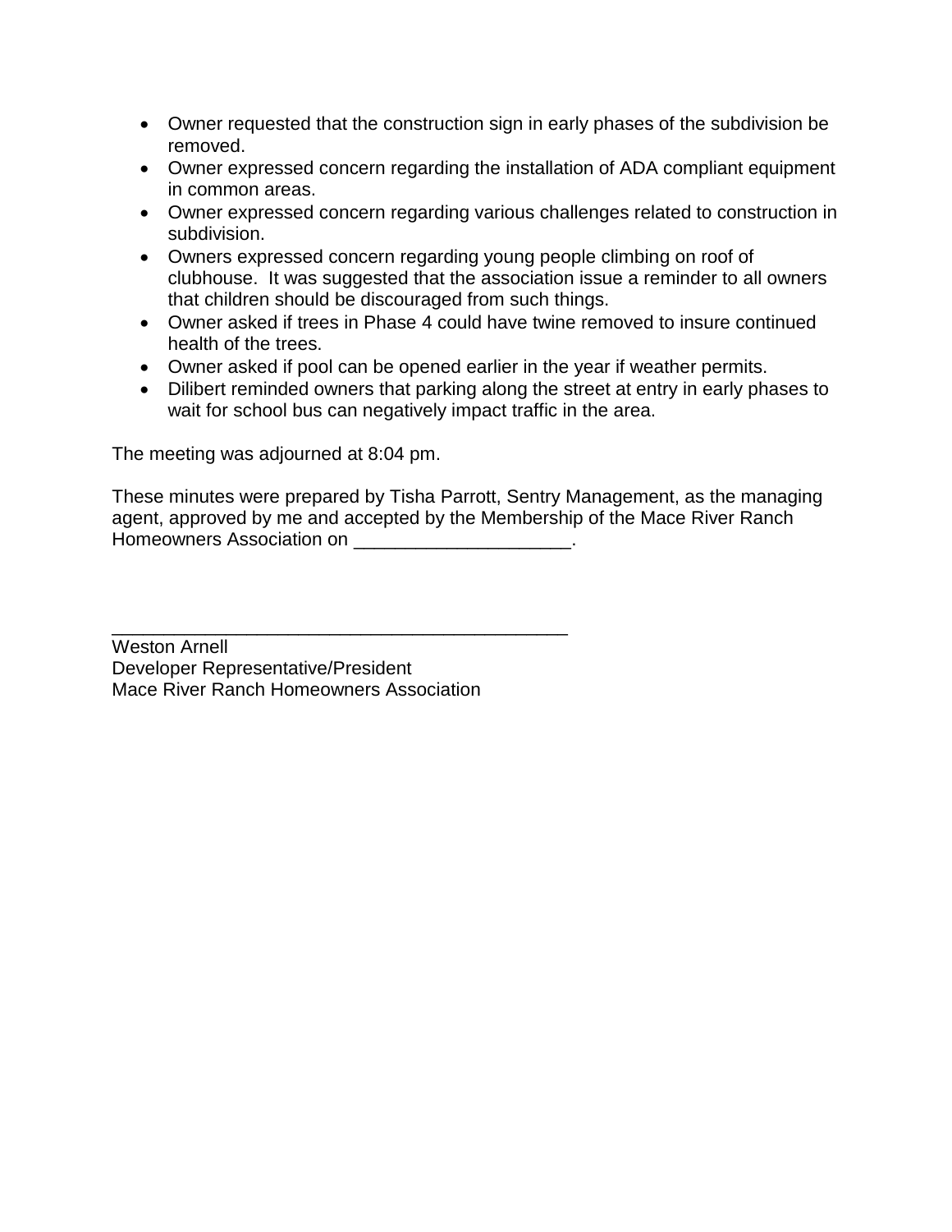- Owner requested that the construction sign in early phases of the subdivision be removed.
- Owner expressed concern regarding the installation of ADA compliant equipment in common areas.
- Owner expressed concern regarding various challenges related to construction in subdivision.
- Owners expressed concern regarding young people climbing on roof of clubhouse. It was suggested that the association issue a reminder to all owners that children should be discouraged from such things.
- Owner asked if trees in Phase 4 could have twine removed to insure continued health of the trees.
- Owner asked if pool can be opened earlier in the year if weather permits.
- Dilibert reminded owners that parking along the street at entry in early phases to wait for school bus can negatively impact traffic in the area.

The meeting was adjourned at 8:04 pm.

These minutes were prepared by Tisha Parrott, Sentry Management, as the managing agent, approved by me and accepted by the Membership of the Mace River Ranch Homeowners Association on ____________________.

_____________________________________________
Weston Arnell
Developer Representative/President
Mace River Ranch Homeowners Association